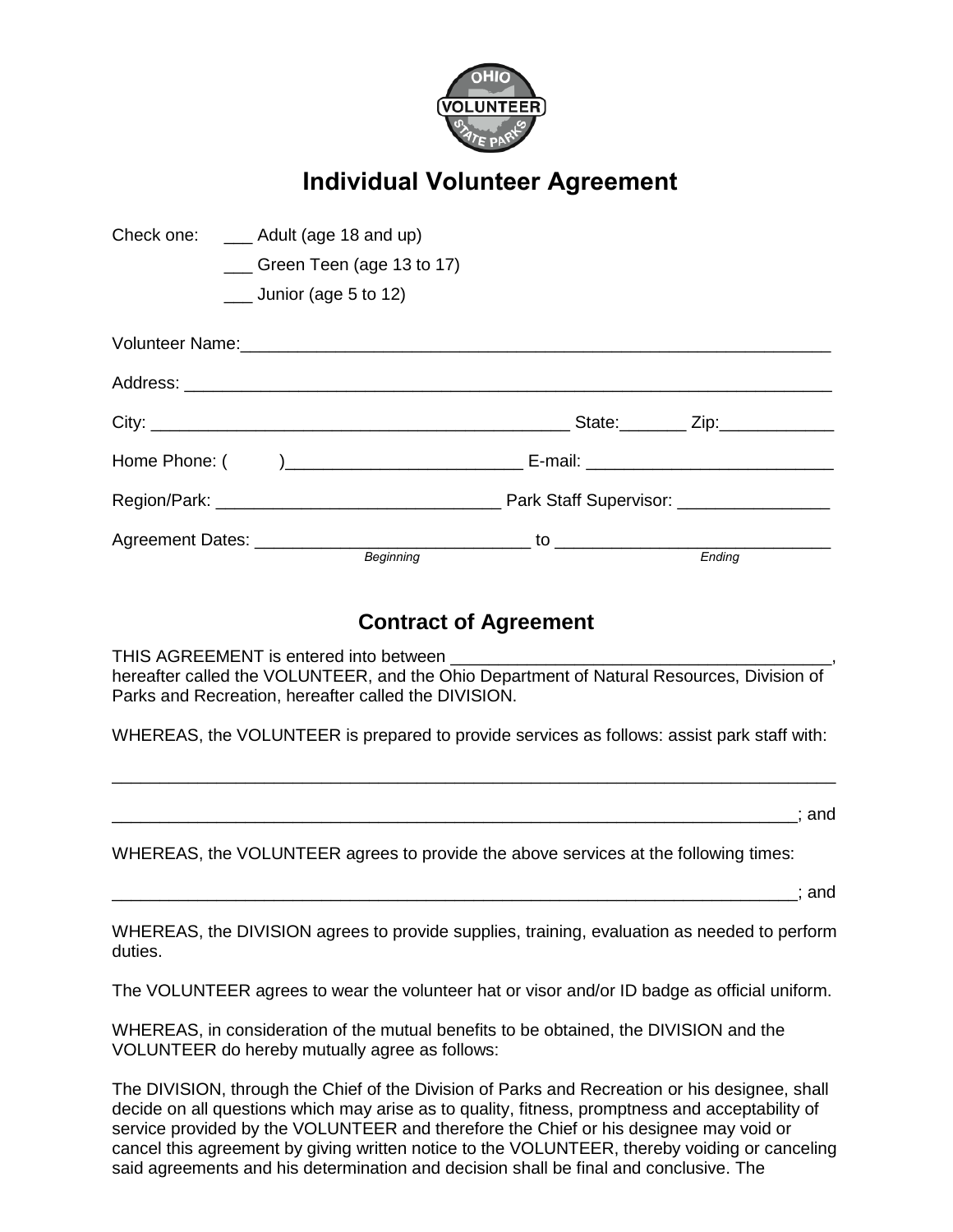# Individual Volunteer Agreement

Check one: ___ Adult (age 18 and up)

___ Green Teen (age 13 to 17)

___ Junior (age 5 to 12)

Volunteer Name:_______________________________________________________________

Address: _____________________________________________________________________

City: ____________________________________________ State:_______ Zip:____________

Home Phone: ( )________________________ E-mail: __________________________

Region/Park: ______________________________ Park Staff Supervisor: ________________

Agreement Dates: _____________________________ to _____________________________

*Beginning* *Ending*

## Contract of Agreement

THIS AGREEMENT is entered into between ________________________________________, hereafter called the VOLUNTEER, and the Ohio Department of Natural Resources, Division of Parks and Recreation, hereafter called the DIVISION.

WHEREAS, the VOLUNTEER is prepared to provide services as follows: assist park staff with:

_____________________________________________________________________________

___________________________________________________________________________; and

WHEREAS, the VOLUNTEER agrees to provide the above services at the following times:

___________________________________________________________________________; and

WHEREAS, the DIVISION agrees to provide supplies, training, evaluation as needed to perform duties.

The VOLUNTEER agrees to wear the volunteer hat or visor and/or ID badge as official uniform.

WHEREAS, in consideration of the mutual benefits to be obtained, the DIVISION and the VOLUNTEER do hereby mutually agree as follows:

The DIVISION, through the Chief of the Division of Parks and Recreation or his designee, shall decide on all questions which may arise as to quality, fitness, promptness and acceptability of service provided by the VOLUNTEER and therefore the Chief or his designee may void or cancel this agreement by giving written notice to the VOLUNTEER, thereby voiding or canceling said agreements and his determination and decision shall be final and conclusive. The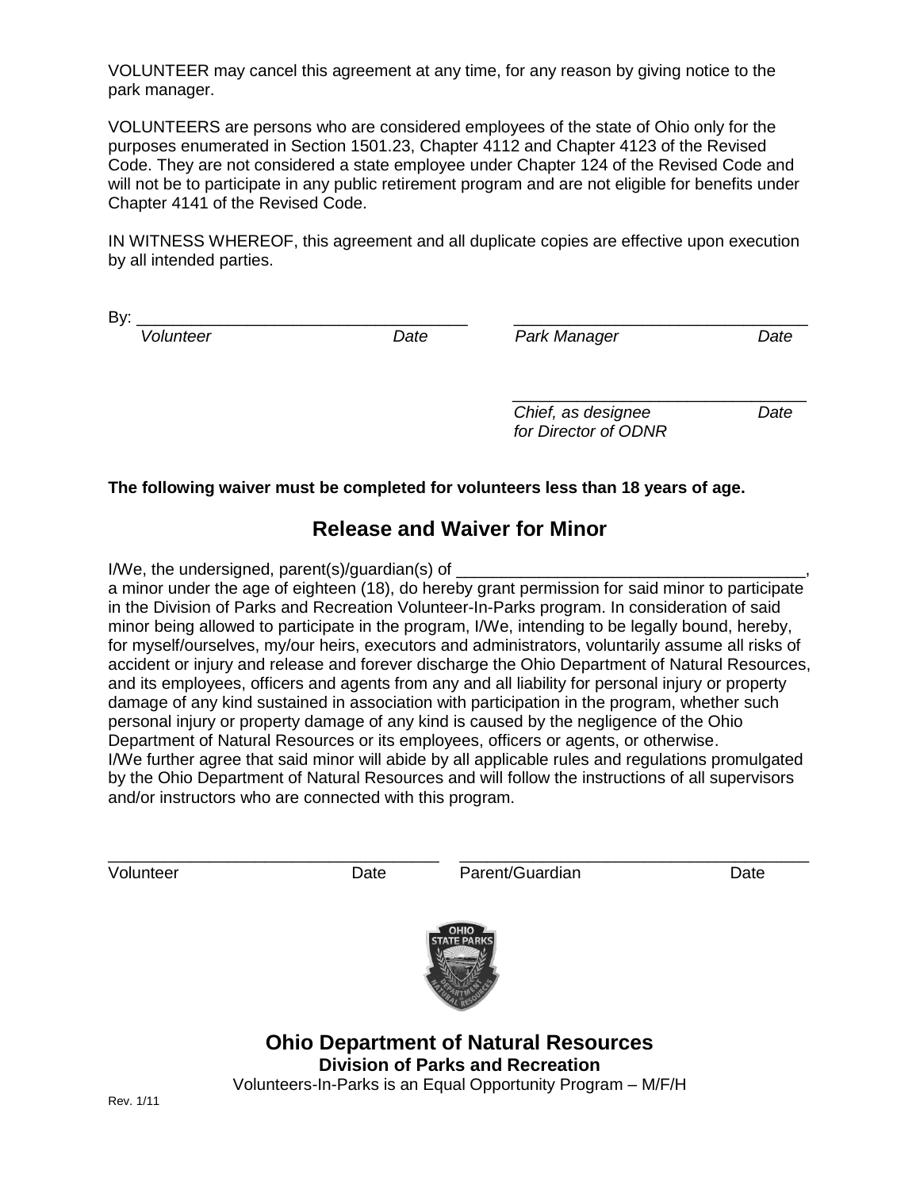VOLUNTEER may cancel this agreement at any time, for any reason by giving notice to the park manager.

VOLUNTEERS are persons who are considered employees of the state of Ohio only for the purposes enumerated in Section 1501.23, Chapter 4112 and Chapter 4123 of the Revised Code. They are not considered a state employee under Chapter 124 of the Revised Code and will not be to participate in any public retirement program and are not eligible for benefits under Chapter 4141 of the Revised Code.

IN WITNESS WHEREOF, this agreement and all duplicate copies are effective upon execution by all intended parties.

By: ___________________________________ ________________________________

*Volunteer* *Date* *Park Manager* *Date*

________________________________

*Chief, as designee* *Date*
*for Director of ODNR*

**The following waiver must be completed for volunteers less than 18 years of age.**

## Release and Waiver for Minor

I/We, the undersigned, parent(s)/guardian(s) of ______________________________________, a minor under the age of eighteen (18), do hereby grant permission for said minor to participate in the Division of Parks and Recreation Volunteer-In-Parks program. In consideration of said minor being allowed to participate in the program, I/We, intending to be legally bound, hereby, for myself/ourselves, my/our heirs, executors and administrators, voluntarily assume all risks of accident or injury and release and forever discharge the Ohio Department of Natural Resources, and its employees, officers and agents from any and all liability for personal injury or property damage of any kind sustained in association with participation in the program, whether such personal injury or property damage of any kind is caused by the negligence of the Ohio Department of Natural Resources or its employees, officers or agents, or otherwise.
I/We further agree that said minor will abide by all applicable rules and regulations promulgated by the Ohio Department of Natural Resources and will follow the instructions of all supervisors and/or instructors who are connected with this program.

____________________________________ ______________________________________

Volunteer Date Parent/Guardian Date

**Ohio Department of Natural Resources**
**Division of Parks and Recreation**
Volunteers-In-Parks is an Equal Opportunity Program – M/F/H

Rev. 1/11